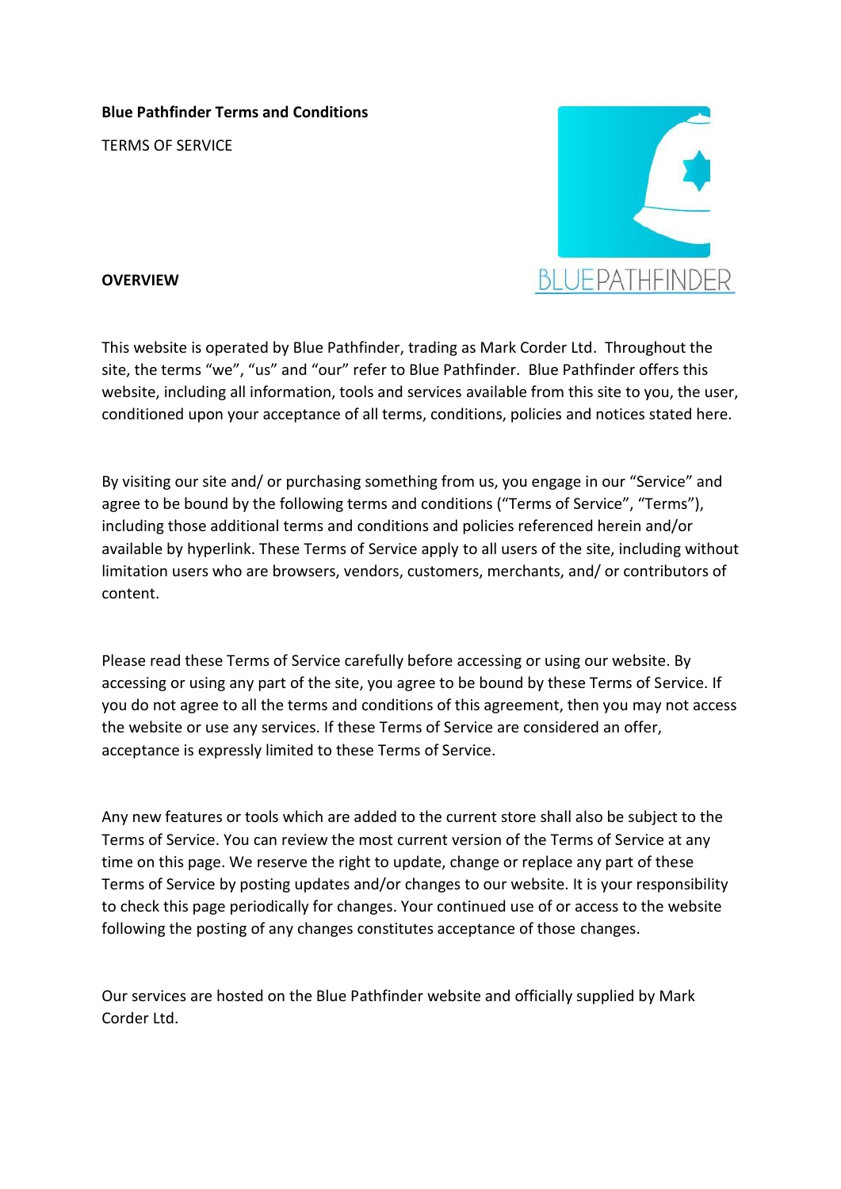**Blue Pathfinder Terms and Conditions**

TERMS OF SERVICE

**OVERVIEW**

This website is operated by Blue Pathfinder, trading as Mark Corder Ltd. Throughout the site, the terms “we”, “us” and “our” refer to Blue Pathfinder. Blue Pathfinder offers this website, including all information, tools and services available from this site to you, the user, conditioned upon your acceptance of all terms, conditions, policies and notices stated here.

By visiting our site and/ or purchasing something from us, you engage in our “Service” and agree to be bound by the following terms and conditions (“Terms of Service”, “Terms”), including those additional terms and conditions and policies referenced herein and/or available by hyperlink. These Terms of Service apply to all users of the site, including without limitation users who are browsers, vendors, customers, merchants, and/ or contributors of content.

Please read these Terms of Service carefully before accessing or using our website. By accessing or using any part of the site, you agree to be bound by these Terms of Service. If you do not agree to all the terms and conditions of this agreement, then you may not access the website or use any services. If these Terms of Service are considered an offer, acceptance is expressly limited to these Terms of Service.

Any new features or tools which are added to the current store shall also be subject to the Terms of Service. You can review the most current version of the Terms of Service at any time on this page. We reserve the right to update, change or replace any part of these Terms of Service by posting updates and/or changes to our website. It is your responsibility to check this page periodically for changes. Your continued use of or access to the website following the posting of any changes constitutes acceptance of those changes.

Our services are hosted on the Blue Pathfinder website and officially supplied by Mark Corder Ltd.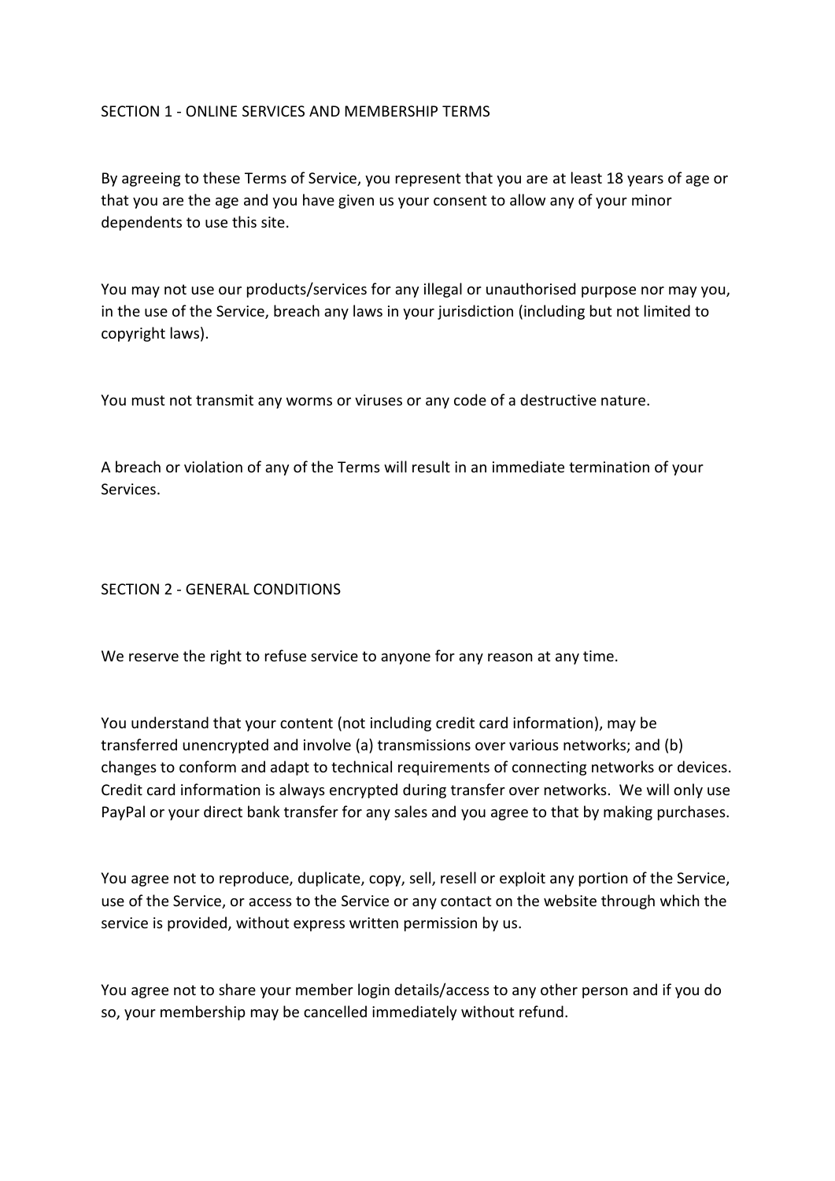## SECTION 1 - ONLINE SERVICES AND MEMBERSHIP TERMS

By agreeing to these Terms of Service, you represent that you are at least 18 years of age or that you are the age and you have given us your consent to allow any of your minor dependents to use this site.

You may not use our products/services for any illegal or unauthorised purpose nor may you, in the use of the Service, breach any laws in your jurisdiction (including but not limited to copyright laws).

You must not transmit any worms or viruses or any code of a destructive nature.

A breach or violation of any of the Terms will result in an immediate termination of your Services.

## SECTION 2 - GENERAL CONDITIONS

We reserve the right to refuse service to anyone for any reason at any time.

You understand that your content (not including credit card information), may be transferred unencrypted and involve (a) transmissions over various networks; and (b) changes to conform and adapt to technical requirements of connecting networks or devices. Credit card information is always encrypted during transfer over networks. We will only use PayPal or your direct bank transfer for any sales and you agree to that by making purchases.

You agree not to reproduce, duplicate, copy, sell, resell or exploit any portion of the Service, use of the Service, or access to the Service or any contact on the website through which the service is provided, without express written permission by us.

You agree not to share your member login details/access to any other person and if you do so, your membership may be cancelled immediately without refund.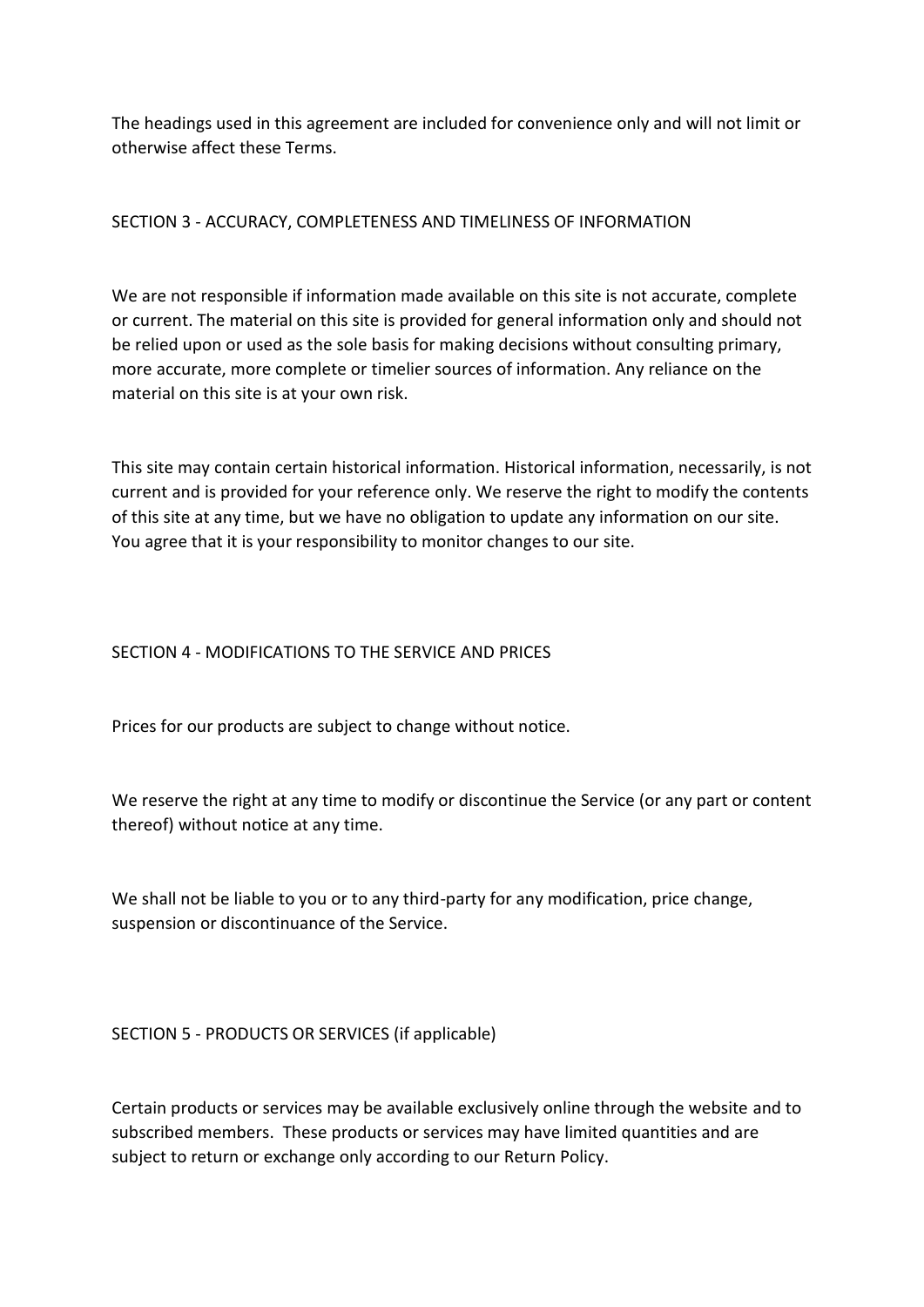The headings used in this agreement are included for convenience only and will not limit or otherwise affect these Terms.

## SECTION 3 - ACCURACY, COMPLETENESS AND TIMELINESS OF INFORMATION

We are not responsible if information made available on this site is not accurate, complete or current. The material on this site is provided for general information only and should not be relied upon or used as the sole basis for making decisions without consulting primary, more accurate, more complete or timelier sources of information. Any reliance on the material on this site is at your own risk.

This site may contain certain historical information. Historical information, necessarily, is not current and is provided for your reference only. We reserve the right to modify the contents of this site at any time, but we have no obligation to update any information on our site. You agree that it is your responsibility to monitor changes to our site.

## SECTION 4 - MODIFICATIONS TO THE SERVICE AND PRICES

Prices for our products are subject to change without notice.

We reserve the right at any time to modify or discontinue the Service (or any part or content thereof) without notice at any time.

We shall not be liable to you or to any third-party for any modification, price change, suspension or discontinuance of the Service.

## SECTION 5 - PRODUCTS OR SERVICES (if applicable)

Certain products or services may be available exclusively online through the website and to subscribed members. These products or services may have limited quantities and are subject to return or exchange only according to our Return Policy.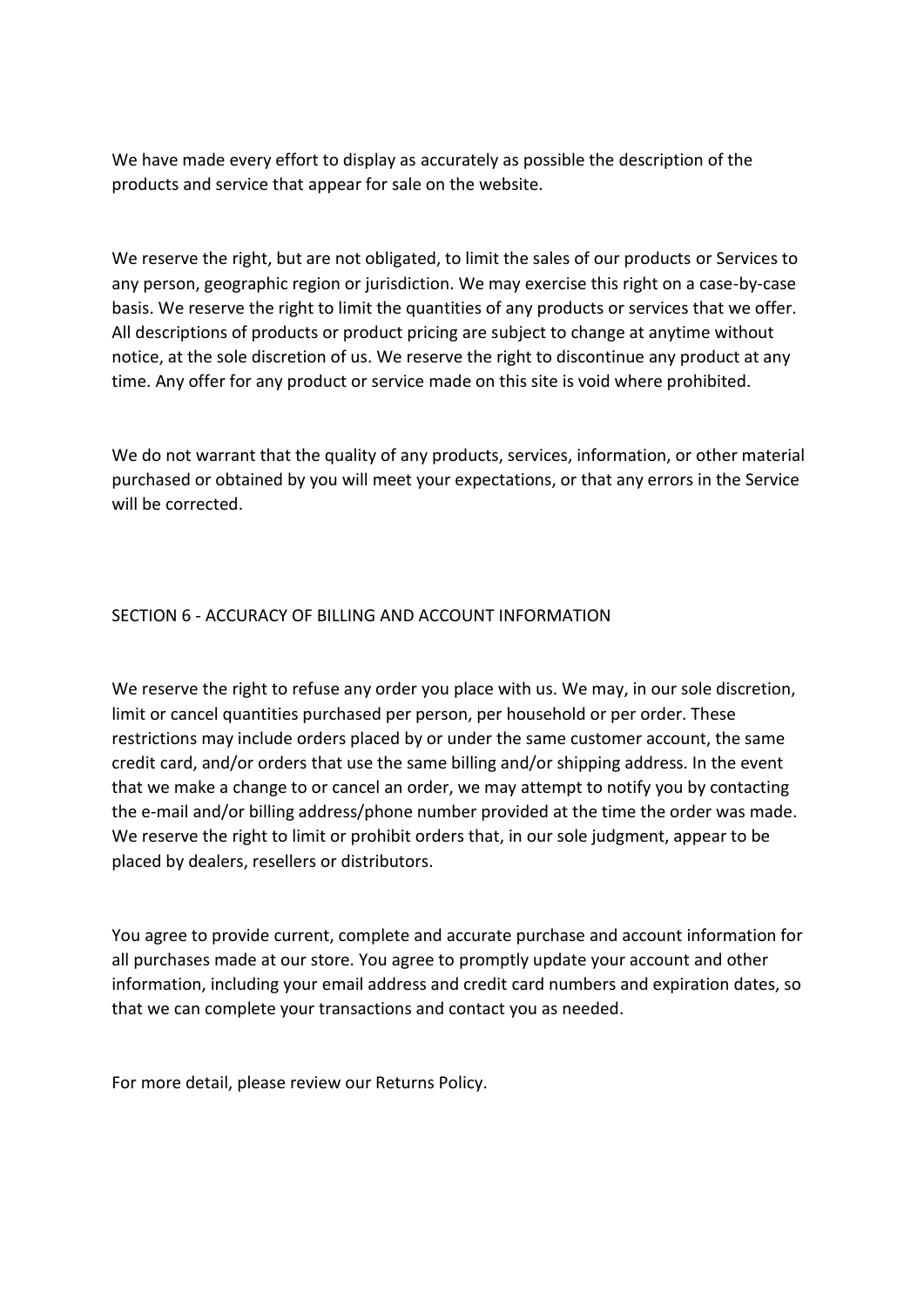We have made every effort to display as accurately as possible the description of the products and service that appear for sale on the website.

We reserve the right, but are not obligated, to limit the sales of our products or Services to any person, geographic region or jurisdiction. We may exercise this right on a case-by-case basis. We reserve the right to limit the quantities of any products or services that we offer. All descriptions of products or product pricing are subject to change at anytime without notice, at the sole discretion of us. We reserve the right to discontinue any product at any time. Any offer for any product or service made on this site is void where prohibited.

We do not warrant that the quality of any products, services, information, or other material purchased or obtained by you will meet your expectations, or that any errors in the Service will be corrected.

## SECTION 6 - ACCURACY OF BILLING AND ACCOUNT INFORMATION

We reserve the right to refuse any order you place with us. We may, in our sole discretion, limit or cancel quantities purchased per person, per household or per order. These restrictions may include orders placed by or under the same customer account, the same credit card, and/or orders that use the same billing and/or shipping address. In the event that we make a change to or cancel an order, we may attempt to notify you by contacting the e-mail and/or billing address/phone number provided at the time the order was made. We reserve the right to limit or prohibit orders that, in our sole judgment, appear to be placed by dealers, resellers or distributors.

You agree to provide current, complete and accurate purchase and account information for all purchases made at our store. You agree to promptly update your account and other information, including your email address and credit card numbers and expiration dates, so that we can complete your transactions and contact you as needed.

For more detail, please review our Returns Policy.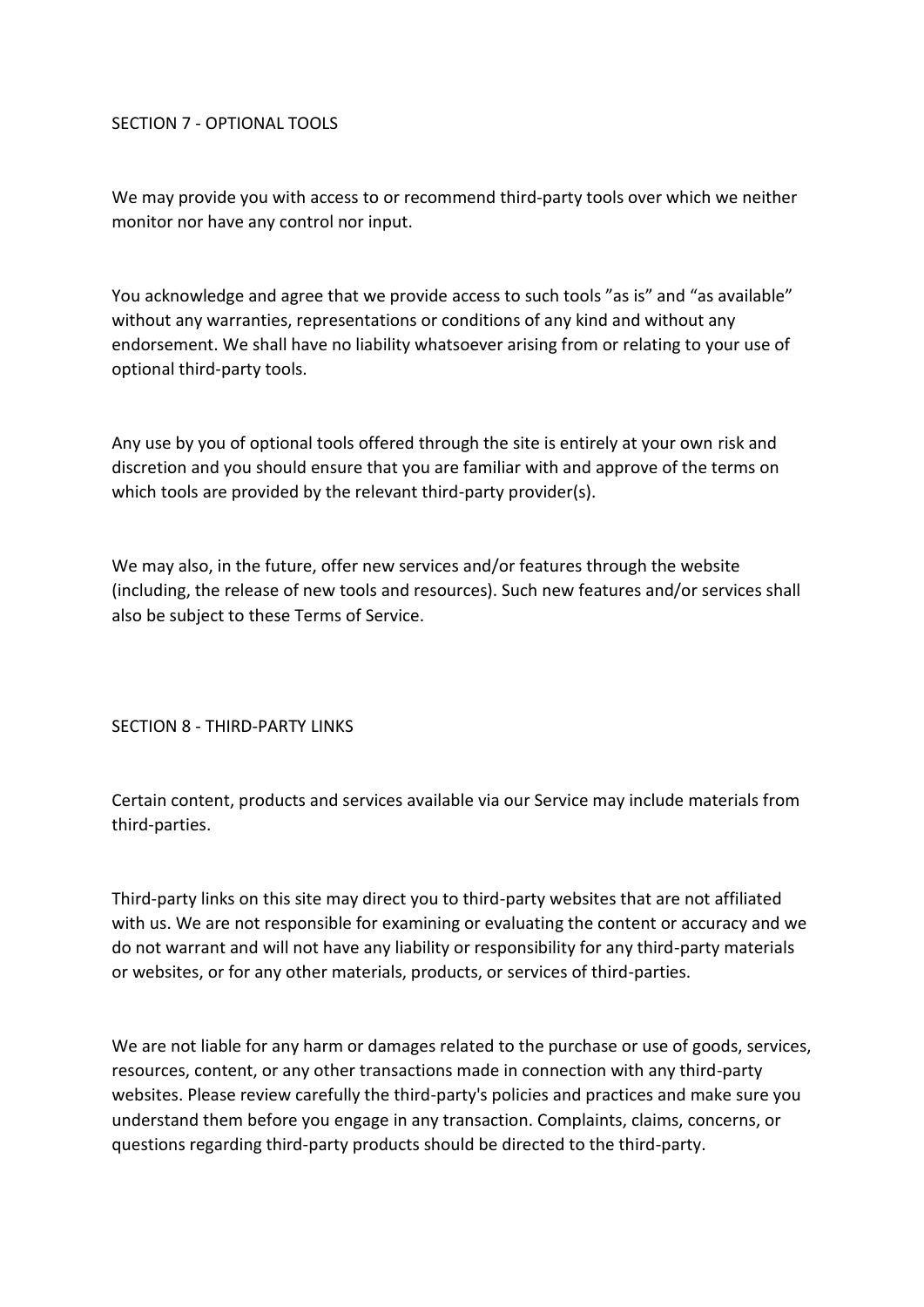## SECTION 7 - OPTIONAL TOOLS

We may provide you with access to or recommend third-party tools over which we neither monitor nor have any control nor input.

You acknowledge and agree that we provide access to such tools ”as is” and “as available” without any warranties, representations or conditions of any kind and without any endorsement. We shall have no liability whatsoever arising from or relating to your use of optional third-party tools.

Any use by you of optional tools offered through the site is entirely at your own risk and discretion and you should ensure that you are familiar with and approve of the terms on which tools are provided by the relevant third-party provider(s).

We may also, in the future, offer new services and/or features through the website (including, the release of new tools and resources). Such new features and/or services shall also be subject to these Terms of Service.

## SECTION 8 - THIRD-PARTY LINKS

Certain content, products and services available via our Service may include materials from third-parties.

Third-party links on this site may direct you to third-party websites that are not affiliated with us. We are not responsible for examining or evaluating the content or accuracy and we do not warrant and will not have any liability or responsibility for any third-party materials or websites, or for any other materials, products, or services of third-parties.

We are not liable for any harm or damages related to the purchase or use of goods, services, resources, content, or any other transactions made in connection with any third-party websites. Please review carefully the third-party's policies and practices and make sure you understand them before you engage in any transaction. Complaints, claims, concerns, or questions regarding third-party products should be directed to the third-party.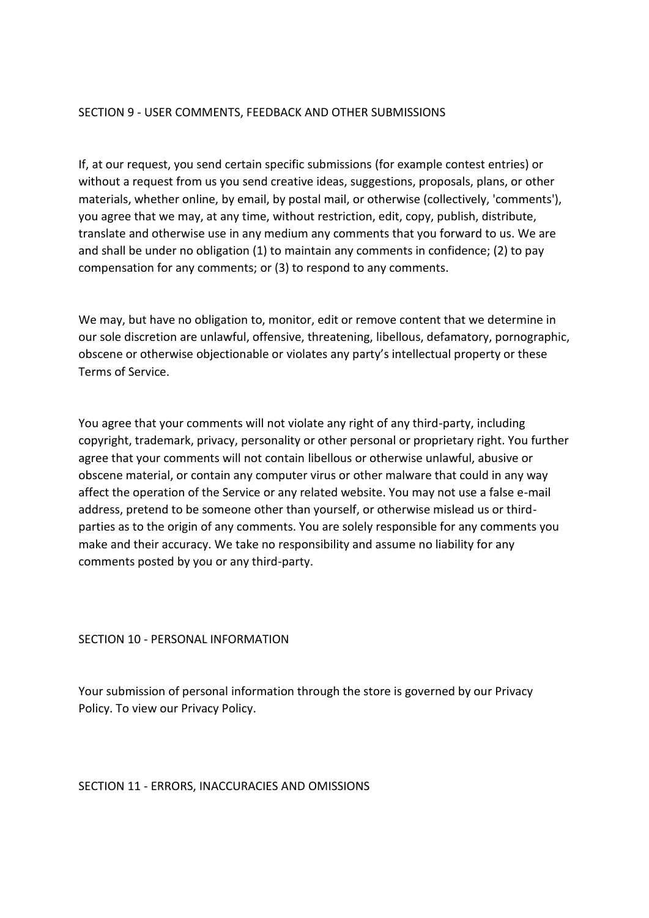## SECTION 9 - USER COMMENTS, FEEDBACK AND OTHER SUBMISSIONS

If, at our request, you send certain specific submissions (for example contest entries) or without a request from us you send creative ideas, suggestions, proposals, plans, or other materials, whether online, by email, by postal mail, or otherwise (collectively, 'comments'), you agree that we may, at any time, without restriction, edit, copy, publish, distribute, translate and otherwise use in any medium any comments that you forward to us. We are and shall be under no obligation (1) to maintain any comments in confidence; (2) to pay compensation for any comments; or (3) to respond to any comments.

We may, but have no obligation to, monitor, edit or remove content that we determine in our sole discretion are unlawful, offensive, threatening, libellous, defamatory, pornographic, obscene or otherwise objectionable or violates any party's intellectual property or these Terms of Service.

You agree that your comments will not violate any right of any third-party, including copyright, trademark, privacy, personality or other personal or proprietary right. You further agree that your comments will not contain libellous or otherwise unlawful, abusive or obscene material, or contain any computer virus or other malware that could in any way affect the operation of the Service or any related website. You may not use a false e-mail address, pretend to be someone other than yourself, or otherwise mislead us or third-parties as to the origin of any comments. You are solely responsible for any comments you make and their accuracy. We take no responsibility and assume no liability for any comments posted by you or any third-party.

## SECTION 10 - PERSONAL INFORMATION

Your submission of personal information through the store is governed by our Privacy Policy. To view our Privacy Policy.

## SECTION 11 - ERRORS, INACCURACIES AND OMISSIONS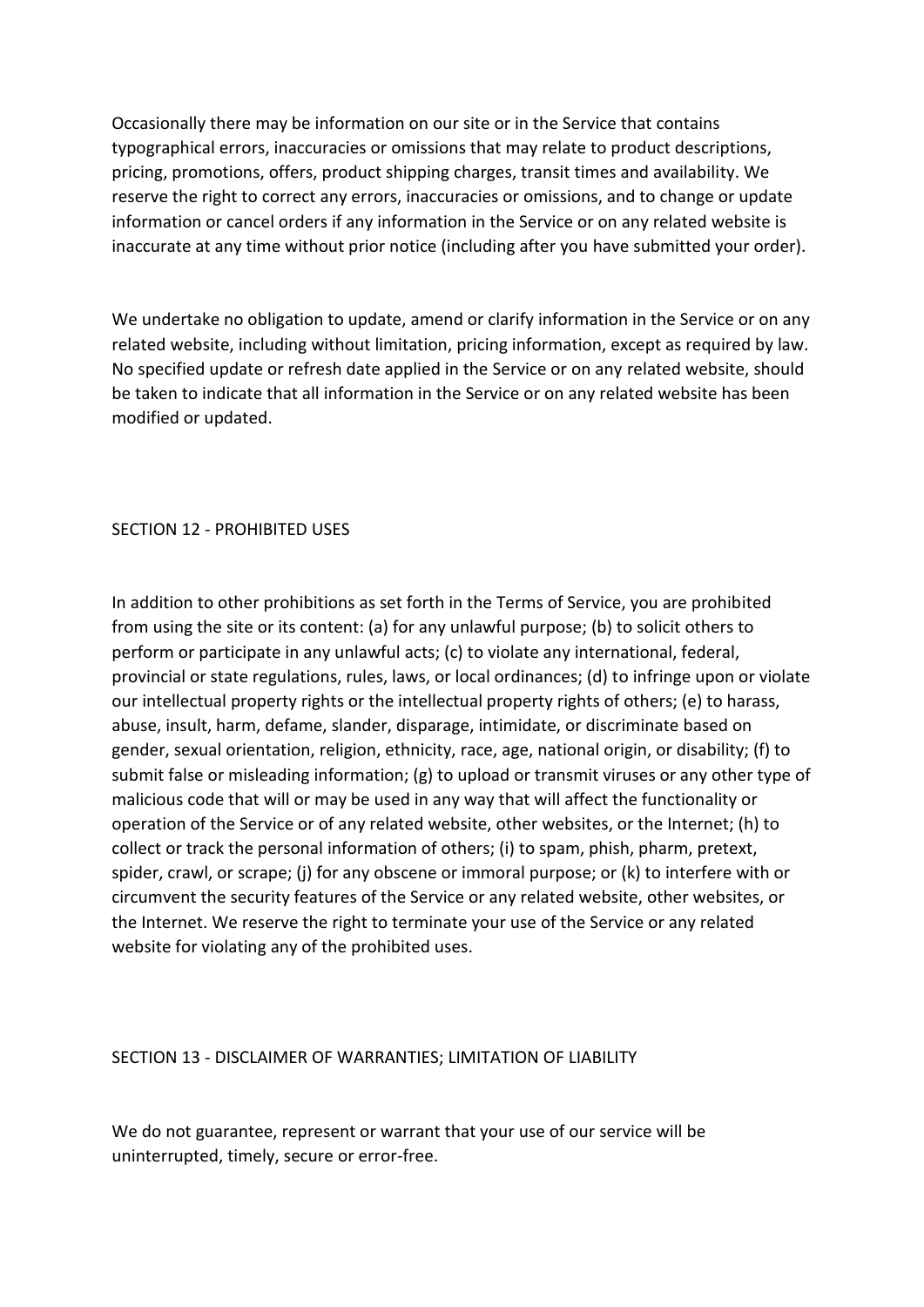Occasionally there may be information on our site or in the Service that contains typographical errors, inaccuracies or omissions that may relate to product descriptions, pricing, promotions, offers, product shipping charges, transit times and availability. We reserve the right to correct any errors, inaccuracies or omissions, and to change or update information or cancel orders if any information in the Service or on any related website is inaccurate at any time without prior notice (including after you have submitted your order).

We undertake no obligation to update, amend or clarify information in the Service or on any related website, including without limitation, pricing information, except as required by law. No specified update or refresh date applied in the Service or on any related website, should be taken to indicate that all information in the Service or on any related website has been modified or updated.

## SECTION 12 - PROHIBITED USES

In addition to other prohibitions as set forth in the Terms of Service, you are prohibited from using the site or its content: (a) for any unlawful purpose; (b) to solicit others to perform or participate in any unlawful acts; (c) to violate any international, federal, provincial or state regulations, rules, laws, or local ordinances; (d) to infringe upon or violate our intellectual property rights or the intellectual property rights of others; (e) to harass, abuse, insult, harm, defame, slander, disparage, intimidate, or discriminate based on gender, sexual orientation, religion, ethnicity, race, age, national origin, or disability; (f) to submit false or misleading information; (g) to upload or transmit viruses or any other type of malicious code that will or may be used in any way that will affect the functionality or operation of the Service or of any related website, other websites, or the Internet; (h) to collect or track the personal information of others; (i) to spam, phish, pharm, pretext, spider, crawl, or scrape; (j) for any obscene or immoral purpose; or (k) to interfere with or circumvent the security features of the Service or any related website, other websites, or the Internet. We reserve the right to terminate your use of the Service or any related website for violating any of the prohibited uses.

## SECTION 13 - DISCLAIMER OF WARRANTIES; LIMITATION OF LIABILITY

We do not guarantee, represent or warrant that your use of our service will be uninterrupted, timely, secure or error-free.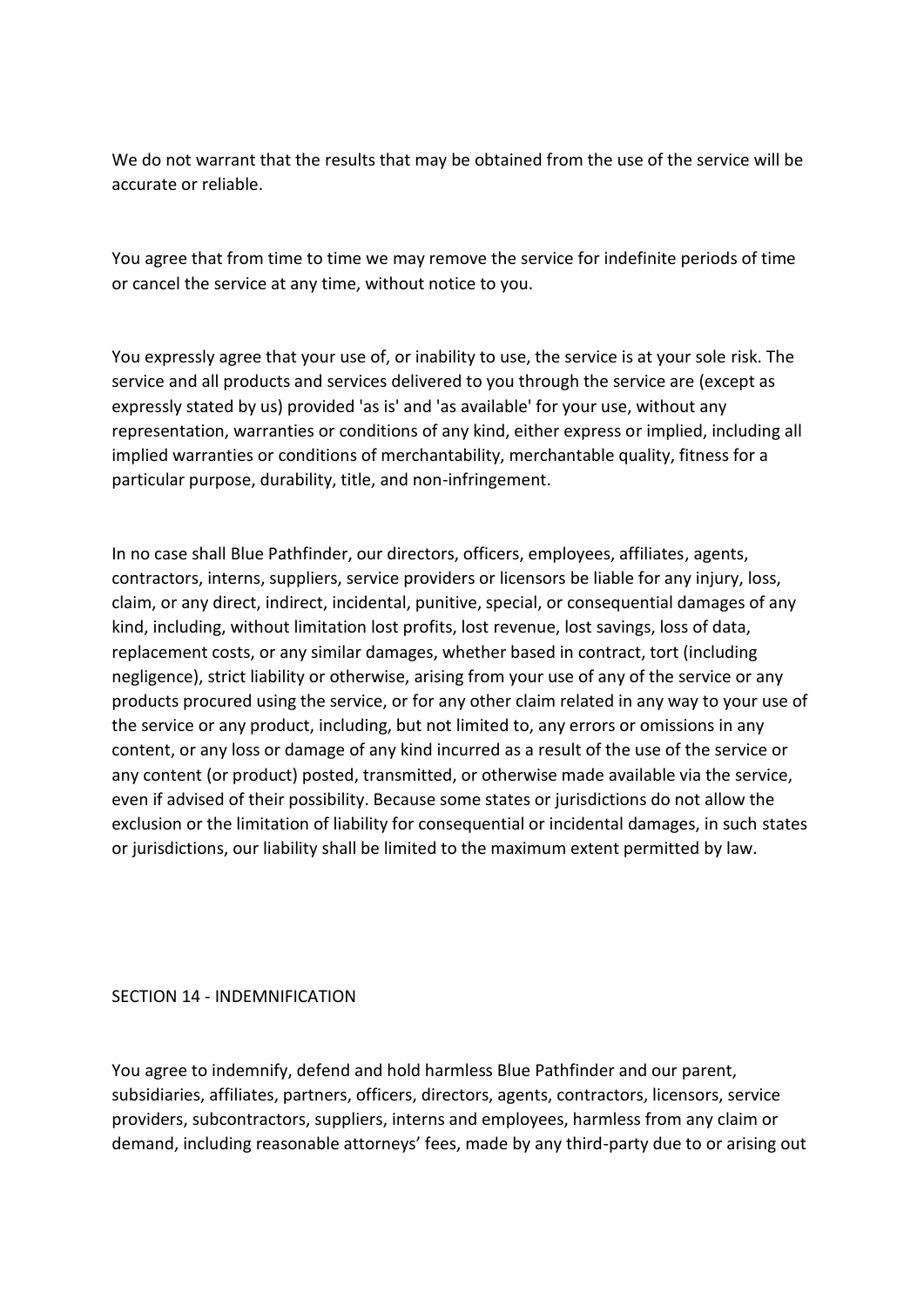We do not warrant that the results that may be obtained from the use of the service will be accurate or reliable.

You agree that from time to time we may remove the service for indefinite periods of time or cancel the service at any time, without notice to you.

You expressly agree that your use of, or inability to use, the service is at your sole risk. The service and all products and services delivered to you through the service are (except as expressly stated by us) provided 'as is' and 'as available' for your use, without any representation, warranties or conditions of any kind, either express or implied, including all implied warranties or conditions of merchantability, merchantable quality, fitness for a particular purpose, durability, title, and non-infringement.

In no case shall Blue Pathfinder, our directors, officers, employees, affiliates, agents, contractors, interns, suppliers, service providers or licensors be liable for any injury, loss, claim, or any direct, indirect, incidental, punitive, special, or consequential damages of any kind, including, without limitation lost profits, lost revenue, lost savings, loss of data, replacement costs, or any similar damages, whether based in contract, tort (including negligence), strict liability or otherwise, arising from your use of any of the service or any products procured using the service, or for any other claim related in any way to your use of the service or any product, including, but not limited to, any errors or omissions in any content, or any loss or damage of any kind incurred as a result of the use of the service or any content (or product) posted, transmitted, or otherwise made available via the service, even if advised of their possibility. Because some states or jurisdictions do not allow the exclusion or the limitation of liability for consequential or incidental damages, in such states or jurisdictions, our liability shall be limited to the maximum extent permitted by law.

## SECTION 14 - INDEMNIFICATION

You agree to indemnify, defend and hold harmless Blue Pathfinder and our parent, subsidiaries, affiliates, partners, officers, directors, agents, contractors, licensors, service providers, subcontractors, suppliers, interns and employees, harmless from any claim or demand, including reasonable attorneys' fees, made by any third-party due to or arising out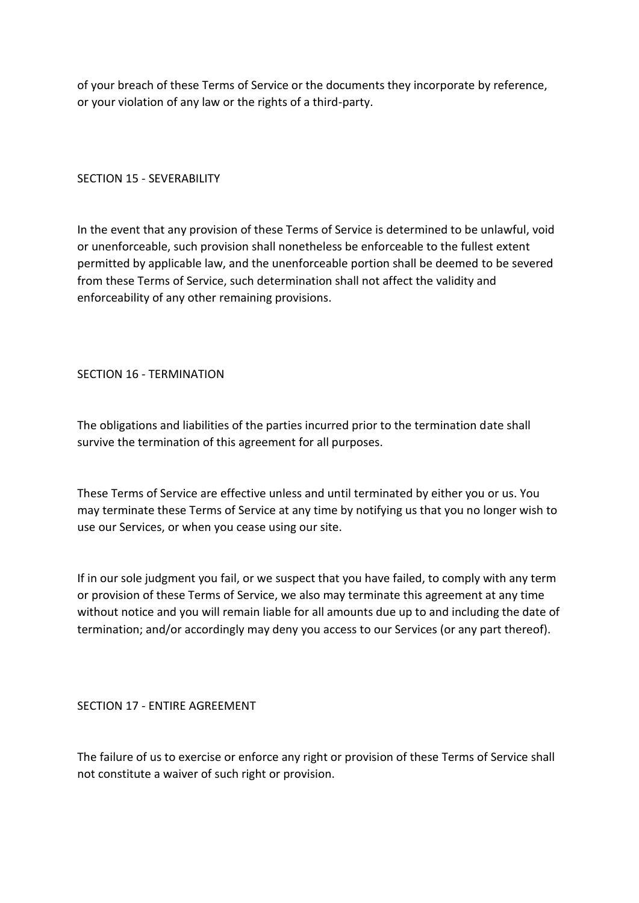of your breach of these Terms of Service or the documents they incorporate by reference, or your violation of any law or the rights of a third-party.

## SECTION 15 - SEVERABILITY

In the event that any provision of these Terms of Service is determined to be unlawful, void or unenforceable, such provision shall nonetheless be enforceable to the fullest extent permitted by applicable law, and the unenforceable portion shall be deemed to be severed from these Terms of Service, such determination shall not affect the validity and enforceability of any other remaining provisions.

## SECTION 16 - TERMINATION

The obligations and liabilities of the parties incurred prior to the termination date shall survive the termination of this agreement for all purposes.

These Terms of Service are effective unless and until terminated by either you or us. You may terminate these Terms of Service at any time by notifying us that you no longer wish to use our Services, or when you cease using our site.

If in our sole judgment you fail, or we suspect that you have failed, to comply with any term or provision of these Terms of Service, we also may terminate this agreement at any time without notice and you will remain liable for all amounts due up to and including the date of termination; and/or accordingly may deny you access to our Services (or any part thereof).

## SECTION 17 - ENTIRE AGREEMENT

The failure of us to exercise or enforce any right or provision of these Terms of Service shall not constitute a waiver of such right or provision.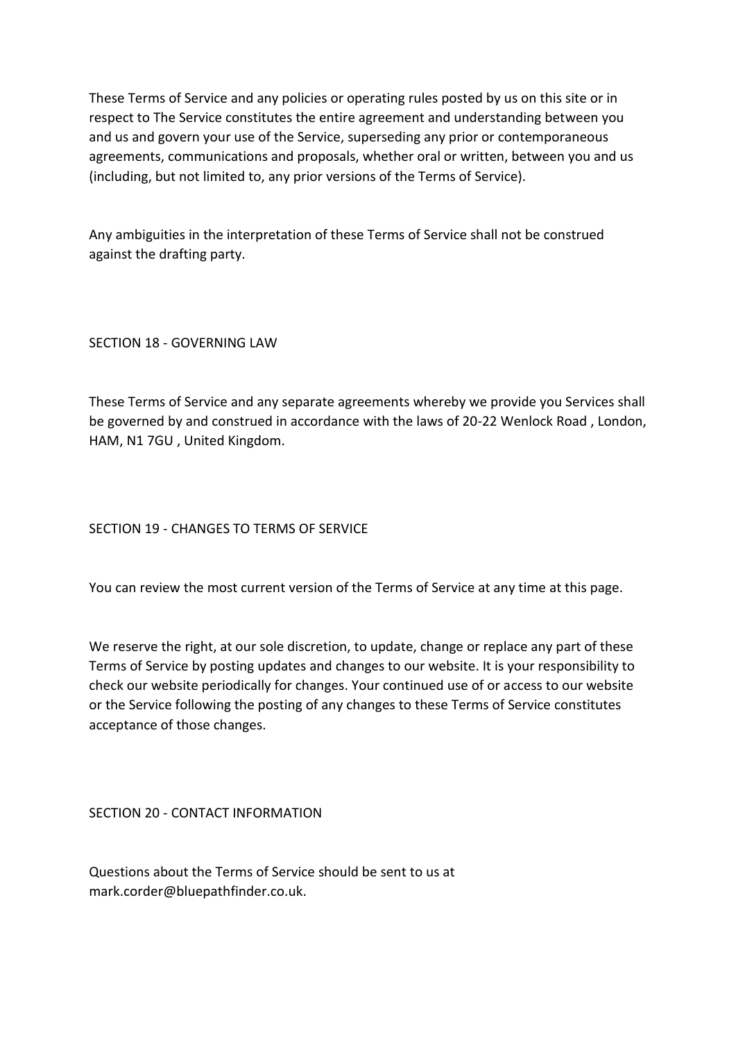These Terms of Service and any policies or operating rules posted by us on this site or in respect to The Service constitutes the entire agreement and understanding between you and us and govern your use of the Service, superseding any prior or contemporaneous agreements, communications and proposals, whether oral or written, between you and us (including, but not limited to, any prior versions of the Terms of Service).

Any ambiguities in the interpretation of these Terms of Service shall not be construed against the drafting party.

## SECTION 18 - GOVERNING LAW

These Terms of Service and any separate agreements whereby we provide you Services shall be governed by and construed in accordance with the laws of 20-22 Wenlock Road , London, HAM, N1 7GU , United Kingdom.

## SECTION 19 - CHANGES TO TERMS OF SERVICE

You can review the most current version of the Terms of Service at any time at this page.

We reserve the right, at our sole discretion, to update, change or replace any part of these Terms of Service by posting updates and changes to our website. It is your responsibility to check our website periodically for changes. Your continued use of or access to our website or the Service following the posting of any changes to these Terms of Service constitutes acceptance of those changes.

## SECTION 20 - CONTACT INFORMATION

Questions about the Terms of Service should be sent to us at mark.corder@bluepathfinder.co.uk.